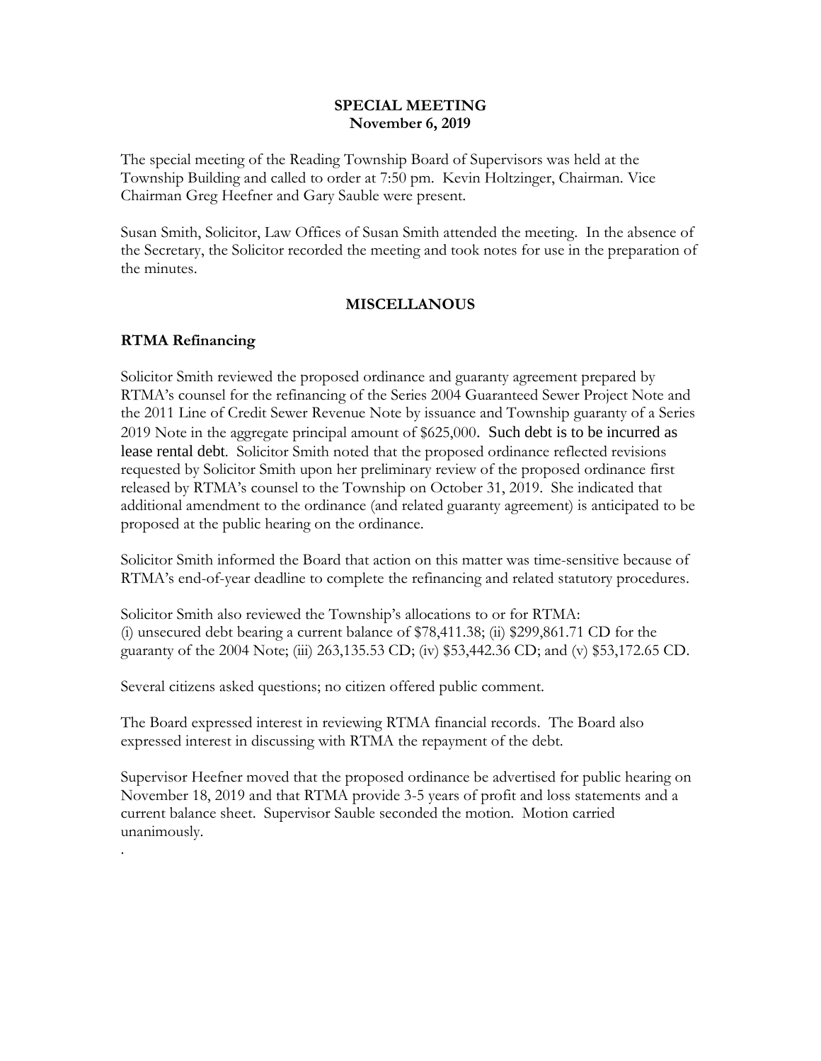**SPECIAL MEETING**
**November 6, 2019**

The special meeting of the Reading Township Board of Supervisors was held at the Township Building and called to order at 7:50 pm. Kevin Holtzinger, Chairman. Vice Chairman Greg Heefner and Gary Sauble were present.

Susan Smith, Solicitor, Law Offices of Susan Smith attended the meeting. In the absence of the Secretary, the Solicitor recorded the meeting and took notes for use in the preparation of the minutes.

## MISCELLANOUS

### RTMA Refinancing

Solicitor Smith reviewed the proposed ordinance and guaranty agreement prepared by RTMA's counsel for the refinancing of the Series 2004 Guaranteed Sewer Project Note and the 2011 Line of Credit Sewer Revenue Note by issuance and Township guaranty of a Series 2019 Note in the aggregate principal amount of $625,000. Such debt is to be incurred as lease rental debt. Solicitor Smith noted that the proposed ordinance reflected revisions requested by Solicitor Smith upon her preliminary review of the proposed ordinance first released by RTMA's counsel to the Township on October 31, 2019. She indicated that additional amendment to the ordinance (and related guaranty agreement) is anticipated to be proposed at the public hearing on the ordinance.

Solicitor Smith informed the Board that action on this matter was time-sensitive because of RTMA's end-of-year deadline to complete the refinancing and related statutory procedures.

Solicitor Smith also reviewed the Township's allocations to or for RTMA:
(i) unsecured debt bearing a current balance of $78,411.38; (ii) $299,861.71 CD for the guaranty of the 2004 Note; (iii) 263,135.53 CD; (iv) $53,442.36 CD; and (v) $53,172.65 CD.

Several citizens asked questions; no citizen offered public comment.

The Board expressed interest in reviewing RTMA financial records. The Board also expressed interest in discussing with RTMA the repayment of the debt.

Supervisor Heefner moved that the proposed ordinance be advertised for public hearing on November 18, 2019 and that RTMA provide 3-5 years of profit and loss statements and a current balance sheet. Supervisor Sauble seconded the motion. Motion carried unanimously.

.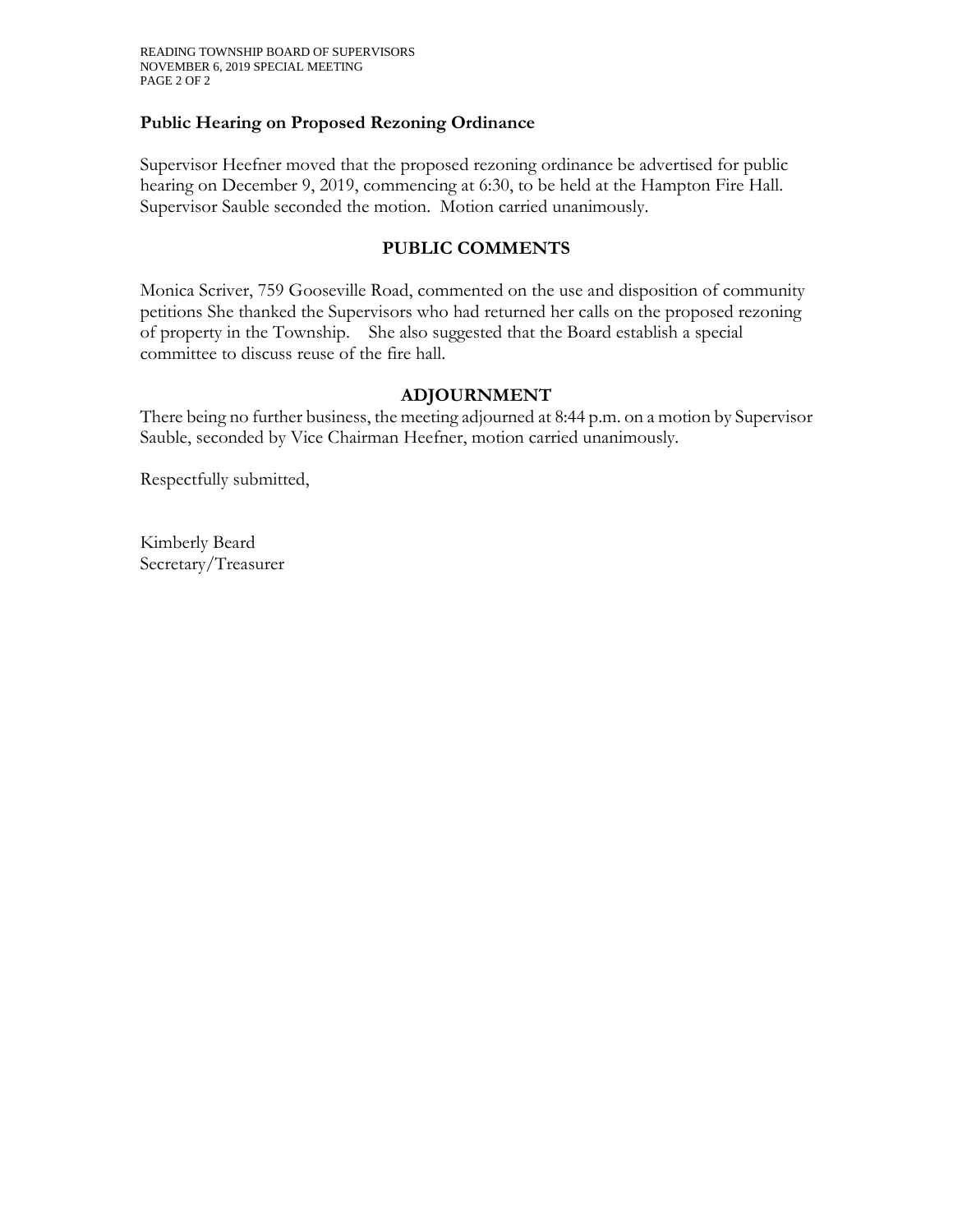### Public Hearing on Proposed Rezoning Ordinance

Supervisor Heefner moved that the proposed rezoning ordinance be advertised for public hearing on December 9, 2019, commencing at 6:30, to be held at the Hampton Fire Hall. Supervisor Sauble seconded the motion. Motion carried unanimously.

## PUBLIC COMMENTS

Monica Scriver, 759 Gooseville Road, commented on the use and disposition of community petitions She thanked the Supervisors who had returned her calls on the proposed rezoning of property in the Township. She also suggested that the Board establish a special committee to discuss reuse of the fire hall.

## ADJOURNMENT

There being no further business, the meeting adjourned at 8:44 p.m. on a motion by Supervisor Sauble, seconded by Vice Chairman Heefner, motion carried unanimously.

Respectfully submitted,

Kimberly Beard
Secretary/Treasurer